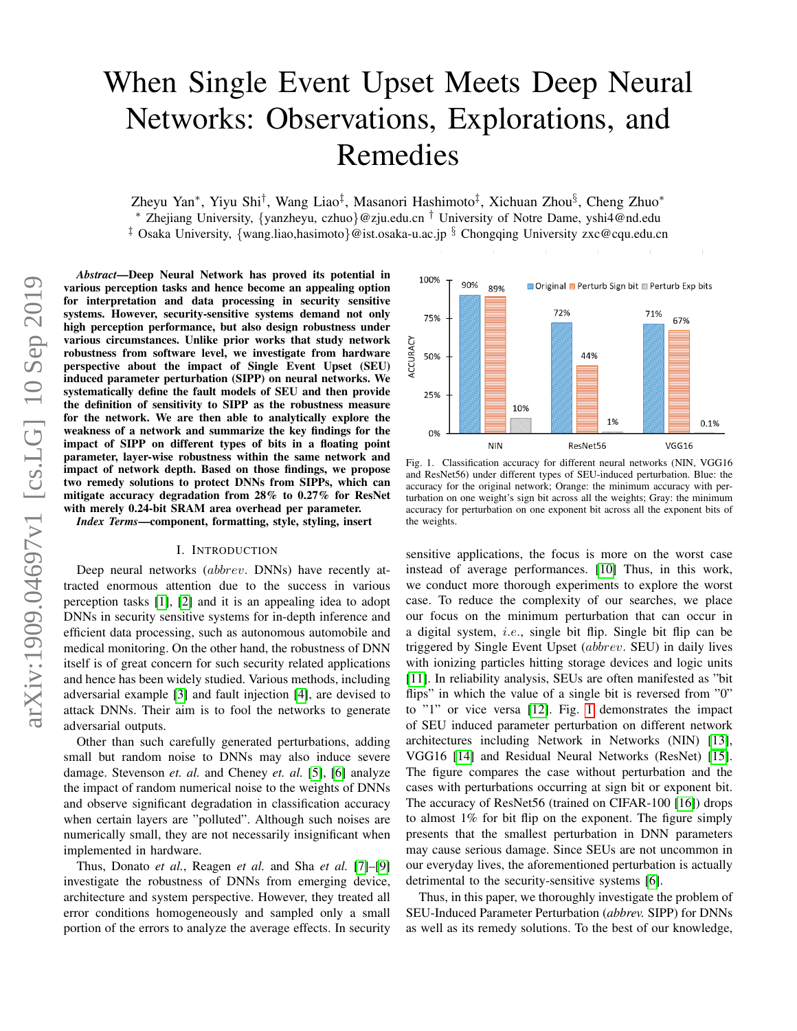# When Single Event Upset Meets Deep Neural Networks: Observations, Explorations, and Remedies

Zheyu Yan*, Yiyu Shi†, Wang Liao‡, Masanori Hashimoto‡, Xichuan Zhou§, Cheng Zhuo*

* Zhejiang University, {yanzheyu, czhuo}@zju.edu.cn † University of Notre Dame, yshi4@nd.edu

‡ Osaka University, {wang.liao,hasimoto}@ist.osaka-u.ac.jp § Chongqing University zxc@cqu.edu.cn

***Abstract*—Deep Neural Network has proved its potential in various perception tasks and hence become an appealing option for interpretation and data processing in security sensitive systems. However, security-sensitive systems demand not only high perception performance, but also design robustness under various circumstances. Unlike prior works that study network robustness from software level, we investigate from hardware perspective about the impact of Single Event Upset (SEU) induced parameter perturbation (SIPP) on neural networks. We systematically define the fault models of SEU and then provide the definition of sensitivity to SIPP as the robustness measure for the network. We are then able to analytically explore the weakness of a network and summarize the key findings for the impact of SIPP on different types of bits in a floating point parameter, layer-wise robustness within the same network and impact of network depth. Based on those findings, we propose two remedy solutions to protect DNNs from SIPPs, which can mitigate accuracy degradation from 28% to 0.27% for ResNet with merely 0.24-bit SRAM area overhead per parameter.**

***Index Terms*—component, formatting, style, styling, insert**

## I. Introduction

Deep neural networks (*abbrev.* DNNs) have recently attracted enormous attention due to the success in various perception tasks [1], [2] and it is an appealing idea to adopt DNNs in security sensitive systems for in-depth inference and efficient data processing, such as autonomous automobile and medical monitoring. On the other hand, the robustness of DNN itself is of great concern for such security related applications and hence has been widely studied. Various methods, including adversarial example [3] and fault injection [4], are devised to attack DNNs. Their aim is to fool the networks to generate adversarial outputs.

Other than such carefully generated perturbations, adding small but random noise to DNNs may also induce severe damage. Stevenson *et. al.* and Cheney *et. al.* [5], [6] analyze the impact of random numerical noise to the weights of DNNs and observe significant degradation in classification accuracy when certain layers are "polluted". Although such noises are numerically small, they are not necessarily insignificant when implemented in hardware.

Thus, Donato *et al.*, Reagen *et al.* and Sha *et al.* [7]–[9] investigate the robustness of DNNs from emerging device, architecture and system perspective. However, they treated all error conditions homogeneously and sampled only a small portion of the errors to analyze the average effects. In security sensitive applications, the focus is more on the worst case instead of average performances. [10] Thus, in this work, we conduct more thorough experiments to explore the worst case. To reduce the complexity of our searches, we place our focus on the minimum perturbation that can occur in a digital system, *i.e.*, single bit flip. Single bit flip can be triggered by Single Event Upset (*abbrev.* SEU) in daily lives with ionizing particles hitting storage devices and logic units [11]. In reliability analysis, SEUs are often manifested as "bit flips" in which the value of a single bit is reversed from "0" to "1" or vice versa [12]. Fig. 1 demonstrates the impact of SEU induced parameter perturbation on different network architectures including Network in Networks (NIN) [13], VGG16 [14] and Residual Neural Networks (ResNet) [15]. The figure compares the case without perturbation and the cases with perturbations occurring at sign bit or exponent bit. The accuracy of ResNet56 (trained on CIFAR-100 [16]) drops to almost 1% for bit flip on the exponent. The figure simply presents that the smallest perturbation in DNN parameters may cause serious damage. Since SEUs are not uncommon in our everyday lives, the aforementioned perturbation is actually detrimental to the security-sensitive systems [6].

| | Original | Perturb Sign bit | Perturb Exp bits |
|---|---|---|---|
| NIN | 90% | 89% | 10% |
| ResNet56 | 72% | 44% | 1% |
| VGG16 | 71% | 67% | 0.1% |

Fig. 1. Classification accuracy for different neural networks (NIN, VGG16 and ResNet56) under different types of SEU-induced perturbation. Blue: the accuracy for the original network; Orange: the minimum accuracy with perturbation on one weight's sign bit across all the weights; Gray: the minimum accuracy for perturbation on one exponent bit across all the exponent bits of the weights.

Thus, in this paper, we thoroughly investigate the problem of SEU-Induced Parameter Perturbation (*abbrev.* SIPP) for DNNs as well as its remedy solutions. To the best of our knowledge,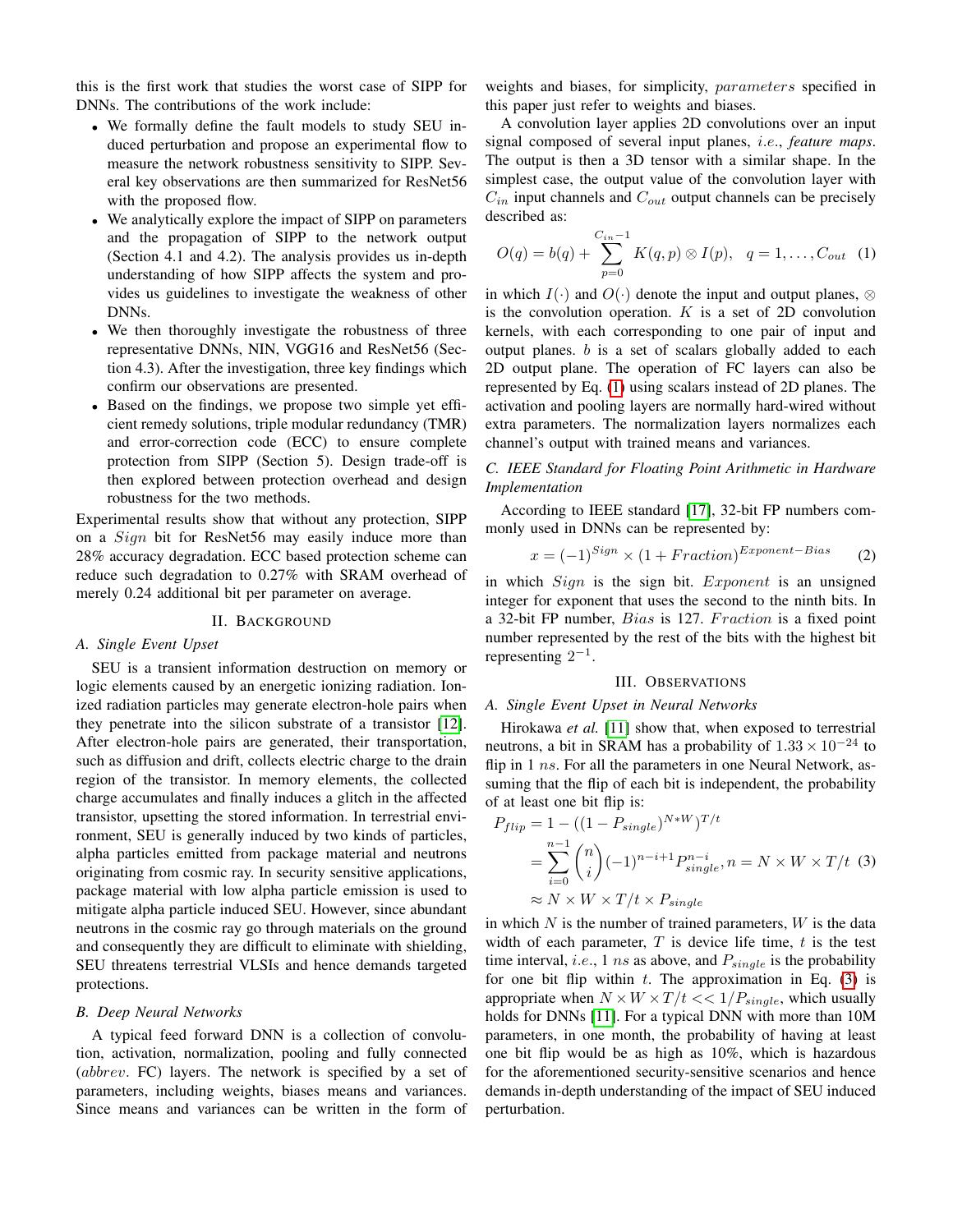this is the first work that studies the worst case of SIPP for DNNs. The contributions of the work include:

- We formally define the fault models to study SEU induced perturbation and propose an experimental flow to measure the network robustness sensitivity to SIPP. Several key observations are then summarized for ResNet56 with the proposed flow.
- We analytically explore the impact of SIPP on parameters and the propagation of SIPP to the network output (Section 4.1 and 4.2). The analysis provides us in-depth understanding of how SIPP affects the system and provides us guidelines to investigate the weakness of other DNNs.
- We then thoroughly investigate the robustness of three representative DNNs, NIN, VGG16 and ResNet56 (Section 4.3). After the investigation, three key findings which confirm our observations are presented.
- Based on the findings, we propose two simple yet efficient remedy solutions, triple modular redundancy (TMR) and error-correction code (ECC) to ensure complete protection from SIPP (Section 5). Design trade-off is then explored between protection overhead and design robustness for the two methods.

Experimental results show that without any protection, SIPP on a $Sign$ bit for ResNet56 may easily induce more than 28% accuracy degradation. ECC based protection scheme can reduce such degradation to 0.27% with SRAM overhead of merely 0.24 additional bit per parameter on average.

## II. Background

### A. Single Event Upset

SEU is a transient information destruction on memory or logic elements caused by an energetic ionizing radiation. Ionized radiation particles may generate electron-hole pairs when they penetrate into the silicon substrate of a transistor [12]. After electron-hole pairs are generated, their transportation, such as diffusion and drift, collects electric charge to the drain region of the transistor. In memory elements, the collected charge accumulates and finally induces a glitch in the affected transistor, upsetting the stored information. In terrestrial environment, SEU is generally induced by two kinds of particles, alpha particles emitted from package material and neutrons originating from cosmic ray. In security sensitive applications, package material with low alpha particle emission is used to mitigate alpha particle induced SEU. However, since abundant neutrons in the cosmic ray go through materials on the ground and consequently they are difficult to eliminate with shielding, SEU threatens terrestrial VLSIs and hence demands targeted protections.

### B. Deep Neural Networks

A typical feed forward DNN is a collection of convolution, activation, normalization, pooling and fully connected (*abbrev.* FC) layers. The network is specified by a set of parameters, including weights, biases means and variances. Since means and variances can be written in the form of weights and biases, for simplicity, *parameters* specified in this paper just refer to weights and biases.

A convolution layer applies 2D convolutions over an input signal composed of several input planes, *i.e.*, *feature maps*. The output is then a 3D tensor with a similar shape. In the simplest case, the output value of the convolution layer with $C_{in}$ input channels and $C_{out}$ output channels can be precisely described as:

$$O(q) = b(q) + \sum_{p=0}^{C_{in}-1} K(q,p) \otimes I(p), \quad q = 1, \ldots, C_{out} \quad (1)$$

in which $I(\cdot)$ and $O(\cdot)$ denote the input and output planes, $\otimes$ is the convolution operation. $K$ is a set of 2D convolution kernels, with each corresponding to one pair of input and output planes. $b$ is a set of scalars globally added to each 2D output plane. The operation of FC layers can also be represented by Eq. (1) using scalars instead of 2D planes. The activation and pooling layers are normally hard-wired without extra parameters. The normalization layers normalizes each channel's output with trained means and variances.

### C. IEEE Standard for Floating Point Arithmetic in Hardware Implementation

According to IEEE standard [17], 32-bit FP numbers commonly used in DNNs can be represented by:

$$x = (-1)^{Sign} \times (1 + Fraction)^{Exponent-Bias} \quad (2)$$

in which $Sign$ is the sign bit. $Exponent$ is an unsigned integer for exponent that uses the second to the ninth bits. In a 32-bit FP number, $Bias$ is 127. $Fraction$ is a fixed point number represented by the rest of the bits with the highest bit representing $2^{-1}$.

## III. Observations

### A. Single Event Upset in Neural Networks

Hirokawa *et al.* [11] show that, when exposed to terrestrial neutrons, a bit in SRAM has a probability of $1.33 \times 10^{-24}$ to flip in 1 $ns$. For all the parameters in one Neural Network, assuming that the flip of each bit is independent, the probability of at least one bit flip is:

$$\begin{aligned} P_{flip} &= 1 - ((1 - P_{single})^{N*W})^{T/t} \\ &= \sum_{i=0}^{n-1} \binom{n}{i} (-1)^{n-i+1} P_{single}^{n-i}, n = N \times W \times T/t \quad (3) \\ &\approx N \times W \times T/t \times P_{single} \end{aligned}$$

in which $N$ is the number of trained parameters, $W$ is the data width of each parameter, $T$ is device life time, $t$ is the test time interval, *i.e.*, 1 $ns$ as above, and $P_{single}$ is the probability for one bit flip within $t$. The approximation in Eq. (3) is appropriate when $N \times W \times T/t << 1/P_{single}$, which usually holds for DNNs [11]. For a typical DNN with more than 10M parameters, in one month, the probability of having at least one bit flip would be as high as 10%, which is hazardous for the aforementioned security-sensitive scenarios and hence demands in-depth understanding of the impact of SEU induced perturbation.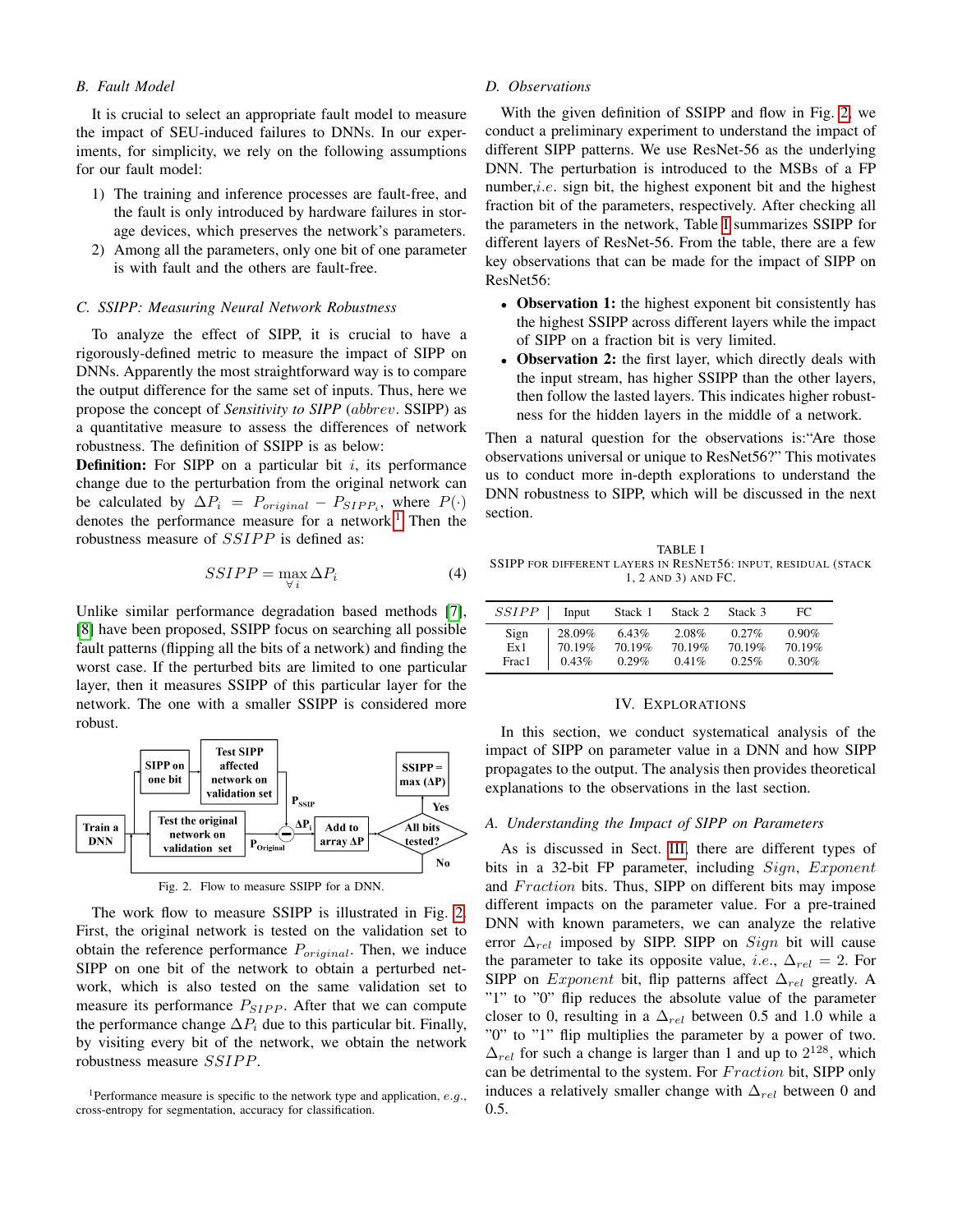### B. Fault Model

It is crucial to select an appropriate fault model to measure the impact of SEU-induced failures to DNNs. In our experiments, for simplicity, we rely on the following assumptions for our fault model:

1) The training and inference processes are fault-free, and the fault is only introduced by hardware failures in storage devices, which preserves the network's parameters.
2) Among all the parameters, only one bit of one parameter is with fault and the others are fault-free.

### C. SSIPP: Measuring Neural Network Robustness

To analyze the effect of SIPP, it is crucial to have a rigorously-defined metric to measure the impact of SIPP on DNNs. Apparently the most straightforward way is to compare the output difference for the same set of inputs. Thus, here we propose the concept of *Sensitivity to SIPP* (*abbrev.* SSIPP) as a quantitative measure to assess the differences of network robustness. The definition of SSIPP is as below:

**Definition:** For SIPP on a particular bit $i$, its performance change due to the perturbation from the original network can be calculated by $\Delta P_i = P_{original} - P_{SIPP_i}$, where $P(\cdot)$ denotes the performance measure for a network.[1] Then the robustness measure of $SSIPP$ is defined as:

$$SSIPP = \max_{\forall i} \Delta P_i \tag{4}$$

Unlike similar performance degradation based methods [7], [8] have been proposed, SSIPP focus on searching all possible fault patterns (flipping all the bits of a network) and finding the worst case. If the perturbed bits are limited to one particular layer, then it measures SSIPP of this particular layer for the network. The one with a smaller SSIPP is considered more robust.

Fig. 2. Flow to measure SSIPP for a DNN.

The work flow to measure SSIPP is illustrated in Fig. 2. First, the original network is tested on the validation set to obtain the reference performance $P_{original}$. Then, we induce SIPP on one bit of the network to obtain a perturbed network, which is also tested on the same validation set to measure its performance $P_{SIPP}$. After that we can compute the performance change $\Delta P_i$ due to this particular bit. Finally, by visiting every bit of the network, we obtain the network robustness measure $SSIPP$.

[1] Performance measure is specific to the network type and application, *e.g.*, cross-entropy for segmentation, accuracy for classification.

### D. Observations

With the given definition of SSIPP and flow in Fig. 2, we conduct a preliminary experiment to understand the impact of different SIPP patterns. We use ResNet-56 as the underlying DNN. The perturbation is introduced to the MSBs of a FP number,*i.e.* sign bit, the highest exponent bit and the highest fraction bit of the parameters, respectively. After checking all the parameters in the network, Table I summarizes SSIPP for different layers of ResNet-56. From the table, there are a few key observations that can be made for the impact of SIPP on ResNet56:

- **Observation 1:** the highest exponent bit consistently has the highest SSIPP across different layers while the impact of SIPP on a fraction bit is very limited.
- **Observation 2:** the first layer, which directly deals with the input stream, has higher SSIPP than the other layers, then follow the lasted layers. This indicates higher robustness for the hidden layers in the middle of a network.

Then a natural question for the observations is:"Are those observations universal or unique to ResNet56?" This motivates us to conduct more in-depth explorations to understand the DNN robustness to SIPP, which will be discussed in the next section.

TABLE I
SSIPP FOR DIFFERENT LAYERS IN RESNET56: INPUT, RESIDUAL (STACK 1, 2 AND 3) AND FC.

| $SSIPP$ | Input | Stack 1 | Stack 2 | Stack 3 | FC |
|---|---|---|---|---|---|
| Sign | 28.09% | 6.43% | 2.08% | 0.27% | 0.90% |
| Ex1 | 70.19% | 70.19% | 70.19% | 70.19% | 70.19% |
| Frac1 | 0.43% | 0.29% | 0.41% | 0.25% | 0.30% |

## IV. EXPLORATIONS

In this section, we conduct systematical analysis of the impact of SIPP on parameter value in a DNN and how SIPP propagates to the output. The analysis then provides theoretical explanations to the observations in the last section.

### A. Understanding the Impact of SIPP on Parameters

As is discussed in Sect. III, there are different types of bits in a 32-bit FP parameter, including $Sign$, $Exponent$ and $Fraction$ bits. Thus, SIPP on different bits may impose different impacts on the parameter value. For a pre-trained DNN with known parameters, we can analyze the relative error $\Delta_{rel}$ imposed by SIPP. SIPP on $Sign$ bit will cause the parameter to take its opposite value, *i.e.*, $\Delta_{rel} = 2$. For SIPP on $Exponent$ bit, flip patterns affect $\Delta_{rel}$ greatly. A "1" to "0" flip reduces the absolute value of the parameter closer to 0, resulting in a $\Delta_{rel}$ between 0.5 and 1.0 while a "0" to "1" flip multiplies the parameter by a power of two. $\Delta_{rel}$ for such a change is larger than 1 and up to $2^{128}$, which can be detrimental to the system. For $Fraction$ bit, SIPP only induces a relatively smaller change with $\Delta_{rel}$ between 0 and 0.5.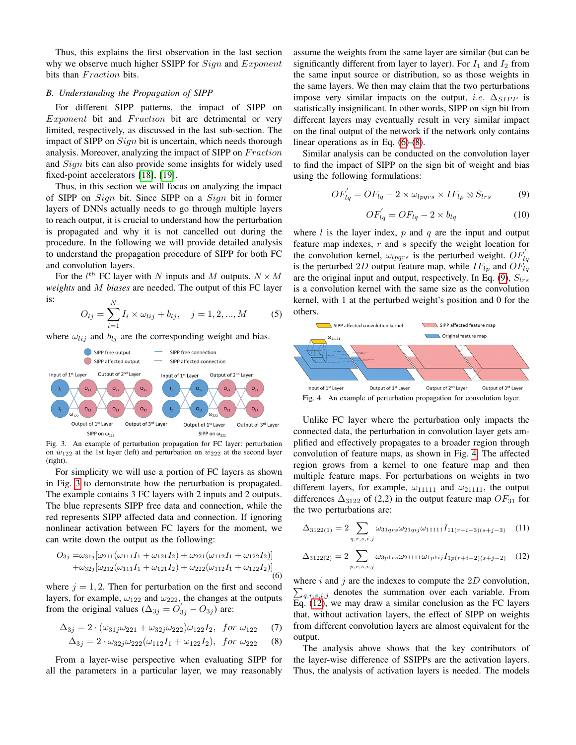Thus, this explains the first observation in the last section why we observe much higher SSIPP for *Sign* and *Exponent* bits than *Fraction* bits.

### B. Understanding the Propagation of SIPP

For different SIPP patterns, the impact of SIPP on *Exponent* bit and *Fraction* bit are detrimental or very limited, respectively, as discussed in the last sub-section. The impact of SIPP on *Sign* bit is uncertain, which needs thorough analysis. Moreover, analyzing the impact of SIPP on *Fraction* and *Sign* bits can also provide some insights for widely used fixed-point accelerators [18], [19].

Thus, in this section we will focus on analyzing the impact of SIPP on *Sign* bit. Since SIPP on a *Sign* bit in former layers of DNNs actually needs to go through multiple layers to reach output, it is crucial to understand how the perturbation is propagated and why it is not cancelled out during the procedure. In the following we will provide detailed analysis to understand the propagation procedure of SIPP for both FC and convolution layers.

For the $l^{th}$ FC layer with $N$ inputs and $M$ outputs, $N \times M$ *weights* and $M$ *biases* are needed. The output of this FC layer is:

$$O_{lj} = \sum_{i=1}^{N} I_i \times \omega_{lij} + b_{lj}, \quad j = 1, 2, ..., M \tag{5}$$

where $\omega_{lij}$ and $b_{lj}$ are the corresponding weight and bias.

Fig. 3. An example of perturbation propagation for FC layer: perturbation on $w_{122}$ at the 1st layer (left) and perturbation on $w_{222}$ at the second layer (right).

For simplicity we will use a portion of FC layers as shown in Fig. 3 to demonstrate how the perturbation is propagated. The example contains 3 FC layers with 2 inputs and 2 outputs. The blue represents SIPP free data and connection, while the red represents SIPP affected data and connection. If ignoring nonlinear activation between FC layers for the moment, we can write down the output as the following:

$$\begin{aligned} O_{3j} =& \omega_{31j}[\omega_{211}(\omega_{111}I_1 + \omega_{121}I_2) + \omega_{221}(\omega_{112}I_1 + \omega_{122}I_2)] \\ &+ \omega_{32j}[\omega_{212}(\omega_{111}I_1 + \omega_{121}I_2) + \omega_{222}(\omega_{112}I_1 + \omega_{122}I_2)] \end{aligned} \tag{6}$$

where $j = 1, 2$. Then for perturbation on the first and second layers, for example, $\omega_{122}$ and $\omega_{222}$, the changes at the outputs from the original values ($\Delta_{3j} = O_{3j}^{'} - O_{3j}$) are:

$$\Delta_{3j} = 2 \cdot (\omega_{31j}\omega_{221} + \omega_{32j}\omega_{222})\omega_{122}I_2, \quad for\ \omega_{122} \tag{7}$$

$$\Delta_{3j} = 2 \cdot \omega_{32j}\omega_{222}(\omega_{112}I_1 + \omega_{122}I_2), \quad for\ \omega_{222} \tag{8}$$

From a layer-wise perspective when evaluating SIPP for all the parameters in a particular layer, we may reasonably assume the weights from the same layer are similar (but can be significantly different from layer to layer). For $I_1$ and $I_2$ from the same input source or distribution, so as those weights in the same layers. We then may claim that the two perturbations impose very similar impacts on the output, *i.e.* $\Delta_{SIPP}$ is statistically insignificant. In other words, SIPP on sign bit from different layers may eventually result in very similar impact on the final output of the network if the network only contains linear operations as in Eq. (6)-(8).

Similar analysis can be conducted on the convolution layer to find the impact of SIPP on the sign bit of weight and bias using the following formulations:

$$OF_{lq}^{'} = OF_{lq} - 2 \times \omega_{lpqrs} \times IF_{lp} \otimes S_{lrs} \tag{9}$$

$$OF_{lq}^{'} = OF_{lq} - 2 \times b_{lq} \tag{10}$$

where $l$ is the layer index, $p$ and $q$ are the input and output feature map indexes, $r$ and $s$ specify the weight location for the convolution kernel, $\omega_{lpqrs}$ is the perturbed weight. $OF_{lq}^{'}$ is the perturbed $2D$ output feature map, while $IF_{lp}$ and $OF_{lq}$ are the original input and output, respectively. In Eq. (9), $S_{lrs}$ is a convolution kernel with the same size as the convolution kernel, with 1 at the perturbed weight's position and 0 for the others.

Fig. 4. An example of perturbation propagation for convolution layer.

Unlike FC layer where the perturbation only impacts the connected data, the perturbation in convolution layer gets amplified and effectively propagates to a broader region through convolution of feature maps, as shown in Fig. 4. The affected region grows from a kernel to one feature map and then multiple feature maps. For perturbations on weights in two different layers, for example, $\omega_{11111}$ and $\omega_{21111}$, the output differences $\Delta_{3122}$ of (2,2) in the output feature map $OF_{31}$ for the two perturbations are:

$$\Delta_{3122(1)} = 2 \sum_{q,r,s,i,j} \omega_{31qrs}\omega_{21qij}\omega_{11111}I_{11(r+i-3)(s+j-3)} \tag{11}$$

$$\Delta_{3122(2)} = 2 \sum_{p,r,s,i,j} \omega_{3p1rs}\omega_{21111}\omega_{1p1ij}I_{1p(r+i-2)(s+j-2)} \tag{12}$$

where $i$ and $j$ are the indexes to compute the $2D$ convolution, $\sum_{q,r,s,i,j}$ denotes the summation over each variable. From Eq. (12), we may draw a similar conclusion as the FC layers that, without activation layers, the effect of SIPP on weights from different convolution layers are almost equivalent for the output.

The analysis above shows that the key contributors of the layer-wise difference of SSIPPs are the activation layers. Thus, the analysis of activation layers is needed. The models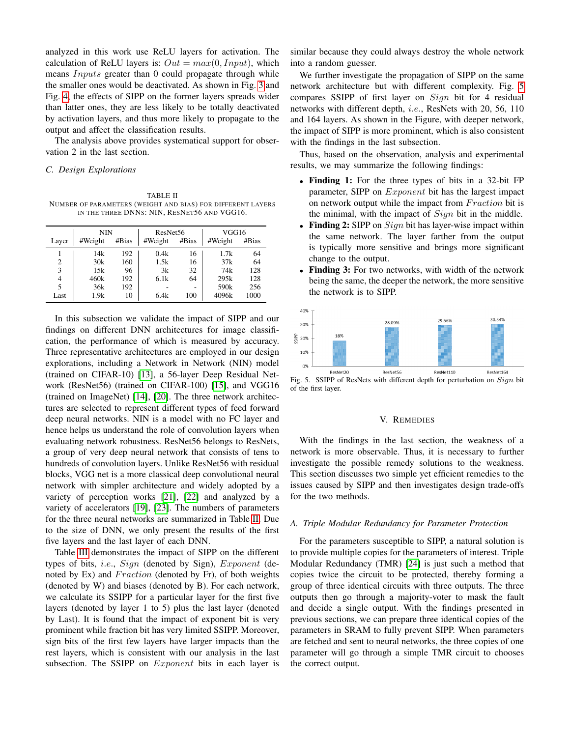analyzed in this work use ReLU layers for activation. The calculation of ReLU layers is: $Out = max(0, Input)$, which means $Inputs$ greater than 0 could propagate through while the smaller ones would be deactivated. As shown in Fig. 3 and Fig. 4, the effects of SIPP on the former layers spreads wider than latter ones, they are less likely to be totally deactivated by activation layers, and thus more likely to propagate to the output and affect the classification results.

The analysis above provides systematical support for observation 2 in the last section.

### C. Design Explorations

TABLE II
NUMBER OF PARAMETERS (WEIGHT AND BIAS) FOR DIFFERENT LAYERS IN THE THREE DNNS: NIN, RESNET56 AND VGG16.

| Layer | NIN | | ResNet56 | | VGG16 | |
|---|---|---|---|---|---|---|
| | #Weight | #Bias | #Weight | #Bias | #Weight | #Bias |
| 1 | 14k | 192 | 0.4k | 16 | 1.7k | 64 |
| 2 | 30k | 160 | 1.5k | 16 | 37k | 64 |
| 3 | 15k | 96 | 3k | 32 | 74k | 128 |
| 4 | 460k | 192 | 6.1k | 64 | 295k | 128 |
| 5 | 36k | 192 | - | - | 590k | 256 |
| Last | 1.9k | 10 | 6.4k | 100 | 4096k | 1000 |

In this subsection we validate the impact of SIPP and our findings on different DNN architectures for image classification, the performance of which is measured by accuracy. Three representative architectures are employed in our design explorations, including a Network in Network (NIN) model (trained on CIFAR-10) [13], a 56-layer Deep Residual Network (ResNet56) (trained on CIFAR-100) [15], and VGG16 (trained on ImageNet) [14], [20]. The three network architectures are selected to represent different types of feed forward deep neural networks. NIN is a model with no FC layer and hence helps us understand the role of convolution layers when evaluating network robustness. ResNet56 belongs to ResNets, a group of very deep neural network that consists of tens to hundreds of convolution layers. Unlike ResNet56 with residual blocks, VGG net is a more classical deep convolutional neural network with simpler architecture and widely adopted by a variety of perception works [21], [22] and analyzed by a variety of accelerators [19], [23]. The numbers of parameters for the three neural networks are summarized in Table II. Due to the size of DNN, we only present the results of the first five layers and the last layer of each DNN.

Table III demonstrates the impact of SIPP on the different types of bits, *i.e.*, $Sign$ (denoted by Sign), $Exponent$ (denoted by Ex) and $Fraction$ (denoted by Fr), of both weights (denoted by W) and biases (denoted by B). For each network, we calculate its SSIPP for a particular layer for the first five layers (denoted by layer 1 to 5) plus the last layer (denoted by Last). It is found that the impact of exponent bit is very prominent while fraction bit has very limited SSIPP. Moreover, sign bits of the first few layers have larger impacts than the rest layers, which is consistent with our analysis in the last subsection. The SSIPP on $Exponent$ bits in each layer is similar because they could always destroy the whole network into a random guesser.

We further investigate the propagation of SIPP on the same network architecture but with different complexity. Fig. 5 compares SSIPP of first layer on $Sign$ bit for 4 residual networks with different depth, *i.e.*, ResNets with 20, 56, 110 and 164 layers. As shown in the Figure, with deeper network, the impact of SIPP is more prominent, which is also consistent with the findings in the last subsection.

Thus, based on the observation, analysis and experimental results, we may summarize the following findings:

- **Finding 1:** For the three types of bits in a 32-bit FP parameter, SIPP on $Exponent$ bit has the largest impact on network output while the impact from $Fraction$ bit is the minimal, with the impact of $Sign$ bit in the middle.
- **Finding 2:** SIPP on $Sign$ bit has layer-wise impact within the same network. The layer farther from the output is typically more sensitive and brings more significant change to the output.
- **Finding 3:** For two networks, with width of the network being the same, the deeper the network, the more sensitive the network is to SIPP.

| | ResNet20 | ResNet56 | ResNet110 | ResNet164 |
|---|---|---|---|---|
| SSIPP | 18% | 28.09% | 29.56% | 30.34% |

Fig. 5. SSIPP of ResNets with different depth for perturbation on $Sign$ bit of the first layer.

## V. REMEDIES

With the findings in the last section, the weakness of a network is more observable. Thus, it is necessary to further investigate the possible remedy solutions to the weakness. This section discusses two simple yet efficient remedies to the issues caused by SIPP and then investigates design trade-offs for the two methods.

### A. Triple Modular Redundancy for Parameter Protection

For the parameters susceptible to SIPP, a natural solution is to provide multiple copies for the parameters of interest. Triple Modular Redundancy (TMR) [24] is just such a method that copies twice the circuit to be protected, thereby forming a group of three identical circuits with three outputs. The three outputs then go through a majority-voter to mask the fault and decide a single output. With the findings presented in previous sections, we can prepare three identical copies of the parameters in SRAM to fully prevent SIPP. When parameters are fetched and sent to neural networks, the three copies of one parameter will go through a simple TMR circuit to chooses the correct output.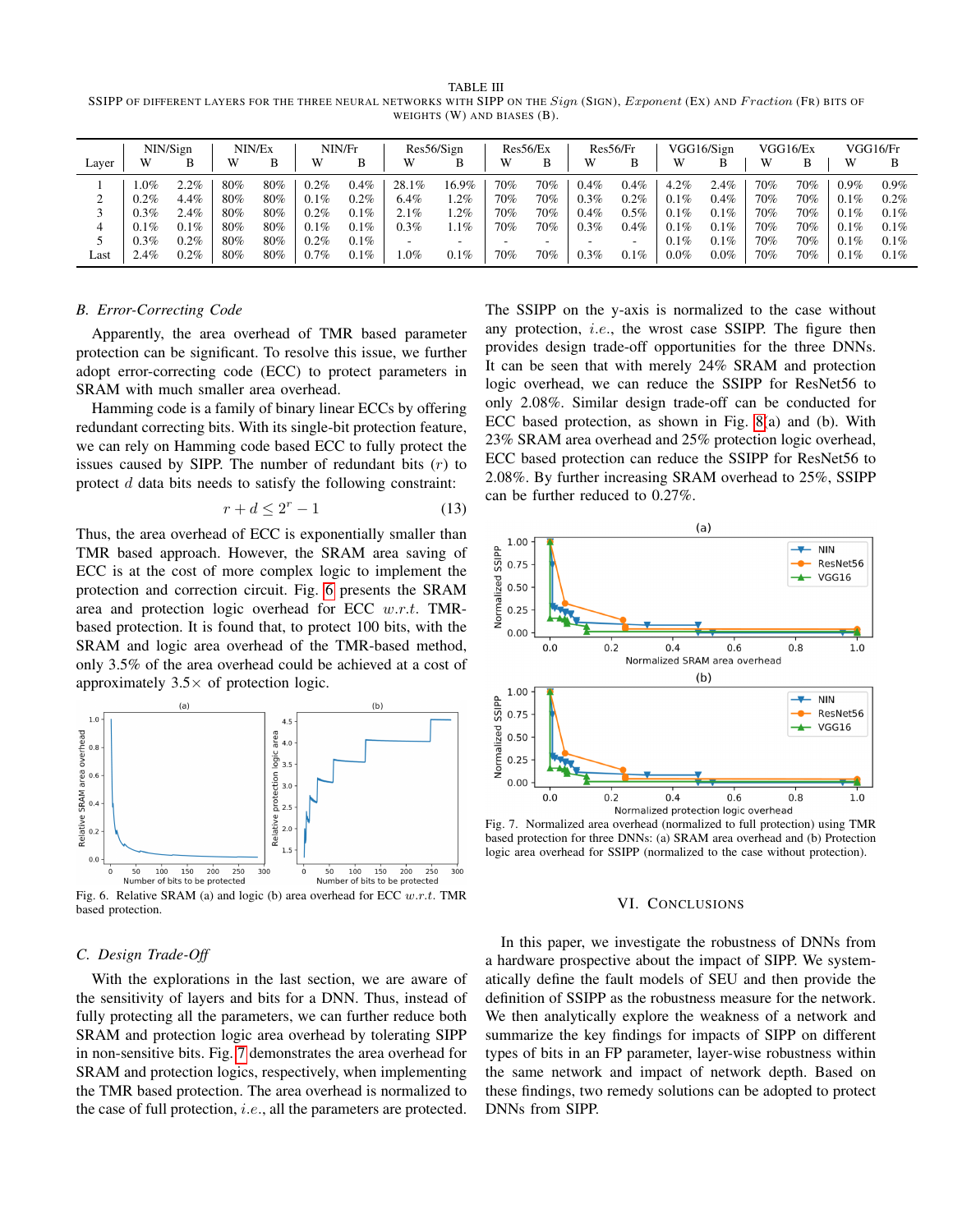TABLE III

SSIPP OF DIFFERENT LAYERS FOR THE THREE NEURAL NETWORKS WITH SIPP ON THE *Sign* (SIGN), *Exponent* (EX) AND *Fraction* (FR) BITS OF WEIGHTS (W) AND BIASES (B).

| Layer | NIN/Sign W | NIN/Sign B | NIN/Ex W | NIN/Ex B | NIN/Fr W | NIN/Fr B | Res56/Sign W | Res56/Sign B | Res56/Ex W | Res56/Ex B | Res56/Fr W | Res56/Fr B | VGG16/Sign W | VGG16/Sign B | VGG16/Ex W | VGG16/Ex B | VGG16/Fr W | VGG16/Fr B |
|---|---|---|---|---|---|---|---|---|---|---|---|---|---|---|---|---|---|---|
| 1 | 1.0% | 2.2% | 80% | 80% | 0.2% | 0.4% | 28.1% | 16.9% | 70% | 70% | 0.4% | 0.4% | 4.2% | 2.4% | 70% | 70% | 0.9% | 0.9% |
| 2 | 0.2% | 4.4% | 80% | 80% | 0.1% | 0.2% | 6.4% | 1.2% | 70% | 70% | 0.3% | 0.2% | 0.1% | 0.4% | 70% | 70% | 0.1% | 0.2% |
| 3 | 0.3% | 2.4% | 80% | 80% | 0.2% | 0.1% | 2.1% | 1.2% | 70% | 70% | 0.4% | 0.5% | 0.1% | 0.1% | 70% | 70% | 0.1% | 0.1% |
| 4 | 0.1% | 0.1% | 80% | 80% | 0.1% | 0.1% | 0.3% | 1.1% | 70% | 70% | 0.3% | 0.4% | 0.1% | 0.1% | 70% | 70% | 0.1% | 0.1% |
| 5 | 0.3% | 0.2% | 80% | 80% | 0.2% | 0.1% | - | - | - | - | - | - | 0.1% | 0.1% | 70% | 70% | 0.1% | 0.1% |
| Last | 2.4% | 0.2% | 80% | 80% | 0.7% | 0.1% | 1.0% | 0.1% | 70% | 70% | 0.3% | 0.1% | 0.0% | 0.0% | 70% | 70% | 0.1% | 0.1% |

### B. Error-Correcting Code

Apparently, the area overhead of TMR based parameter protection can be significant. To resolve this issue, we further adopt error-correcting code (ECC) to protect parameters in SRAM with much smaller area overhead.

Hamming code is a family of binary linear ECCs by offering redundant correcting bits. With its single-bit protection feature, we can rely on Hamming code based ECC to fully protect the issues caused by SIPP. The number of redundant bits ($r$) to protect $d$ data bits needs to satisfy the following constraint:

$$r + d \leq 2^r - 1 \tag{13}$$

Thus, the area overhead of ECC is exponentially smaller than TMR based approach. However, the SRAM area saving of ECC is at the cost of more complex logic to implement the protection and correction circuit. Fig. 6 presents the SRAM area and protection logic overhead for ECC *w.r.t.* TMR-based protection. It is found that, to protect 100 bits, with the SRAM and logic area overhead of the TMR-based method, only 3.5% of the area overhead could be achieved at a cost of approximately 3.5× of protection logic.

Fig. 6. Relative SRAM (a) and logic (b) area overhead for ECC *w.r.t.* TMR based protection.

### C. Design Trade-Off

With the explorations in the last section, we are aware of the sensitivity of layers and bits for a DNN. Thus, instead of fully protecting all the parameters, we can further reduce both SRAM and protection logic area overhead by tolerating SIPP in non-sensitive bits. Fig. 7 demonstrates the area overhead for SRAM and protection logics, respectively, when implementing the TMR based protection. The area overhead is normalized to the case of full protection, *i.e.*, all the parameters are protected. The SSIPP on the y-axis is normalized to the case without any protection, *i.e.*, the wrost case SSIPP. The figure then provides design trade-off opportunities for the three DNNs. It can be seen that with merely 24% SRAM and protection logic overhead, we can reduce the SSIPP for ResNet56 to only 2.08%. Similar design trade-off can be conducted for ECC based protection, as shown in Fig. 8(a) and (b). With 23% SRAM area overhead and 25% protection logic overhead, ECC based protection can reduce the SSIPP for ResNet56 to 2.08%. By further increasing SRAM overhead to 25%, SSIPP can be further reduced to 0.27%.

Fig. 7. Normalized area overhead (normalized to full protection) using TMR based protection for three DNNs: (a) SRAM area overhead and (b) Protection logic area overhead for SSIPP (normalized to the case without protection).

## VI. Conclusions

In this paper, we investigate the robustness of DNNs from a hardware prospective about the impact of SIPP. We systematically define the fault models of SEU and then provide the definition of SSIPP as the robustness measure for the network. We then analytically explore the weakness of a network and summarize the key findings for impacts of SIPP on different types of bits in an FP parameter, layer-wise robustness within the same network and impact of network depth. Based on these findings, two remedy solutions can be adopted to protect DNNs from SIPP.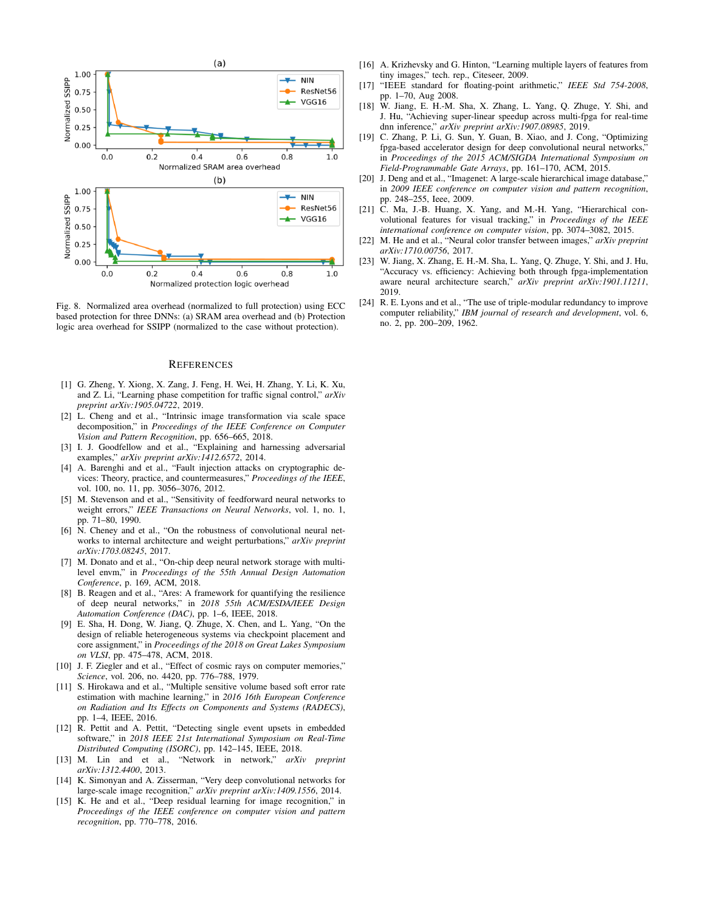(a)

Normalized SSIPP

1.00
0.75
0.50
0.25
0.00

0.0 0.2 0.4 0.6 0.8 1.0

Normalized SRAM area overhead

NIN
ResNet56
VGG16

(b)

Normalized SSIPP

1.00
0.75
0.50
0.25
0.00

0.0 0.2 0.4 0.6 0.8 1.0

Normalized protection logic overhead

NIN
ResNet56
VGG16

Fig. 8. Normalized area overhead (normalized to full protection) using ECC based protection for three DNNs: (a) SRAM area overhead and (b) Protection logic area overhead for SSIPP (normalized to the case without protection).

## References

[1] G. Zheng, Y. Xiong, X. Zang, J. Feng, H. Wei, H. Zhang, Y. Li, K. Xu, and Z. Li, "Learning phase competition for traffic signal control," *arXiv preprint arXiv:1905.04722*, 2019.

[2] L. Cheng and et al., "Intrinsic image transformation via scale space decomposition," in *Proceedings of the IEEE Conference on Computer Vision and Pattern Recognition*, pp. 656–665, 2018.

[3] I. J. Goodfellow and et al., "Explaining and harnessing adversarial examples," *arXiv preprint arXiv:1412.6572*, 2014.

[4] A. Barenghi and et al., "Fault injection attacks on cryptographic devices: Theory, practice, and countermeasures," *Proceedings of the IEEE*, vol. 100, no. 11, pp. 3056–3076, 2012.

[5] M. Stevenson and et al., "Sensitivity of feedforward neural networks to weight errors," *IEEE Transactions on Neural Networks*, vol. 1, no. 1, pp. 71–80, 1990.

[6] N. Cheney and et al., "On the robustness of convolutional neural networks to internal architecture and weight perturbations," *arXiv preprint arXiv:1703.08245*, 2017.

[7] M. Donato and et al., "On-chip deep neural network storage with multi-level envm," in *Proceedings of the 55th Annual Design Automation Conference*, p. 169, ACM, 2018.

[8] B. Reagen and et al., "Ares: A framework for quantifying the resilience of deep neural networks," in *2018 55th ACM/ESDA/IEEE Design Automation Conference (DAC)*, pp. 1–6, IEEE, 2018.

[9] E. Sha, H. Dong, W. Jiang, Q. Zhuge, X. Chen, and L. Yang, "On the design of reliable heterogeneous systems via checkpoint placement and core assignment," in *Proceedings of the 2018 on Great Lakes Symposium on VLSI*, pp. 475–478, ACM, 2018.

[10] J. F. Ziegler and et al., "Effect of cosmic rays on computer memories," *Science*, vol. 206, no. 4420, pp. 776–788, 1979.

[11] S. Hirokawa and et al., "Multiple sensitive volume based soft error rate estimation with machine learning," in *2016 16th European Conference on Radiation and Its Effects on Components and Systems (RADECS)*, pp. 1–4, IEEE, 2016.

[12] R. Pettit and A. Pettit, "Detecting single event upsets in embedded software," in *2018 IEEE 21st International Symposium on Real-Time Distributed Computing (ISORC)*, pp. 142–145, IEEE, 2018.

[13] M. Lin and et al., "Network in network," *arXiv preprint arXiv:1312.4400*, 2013.

[14] K. Simonyan and A. Zisserman, "Very deep convolutional networks for large-scale image recognition," *arXiv preprint arXiv:1409.1556*, 2014.

[15] K. He and et al., "Deep residual learning for image recognition," in *Proceedings of the IEEE conference on computer vision and pattern recognition*, pp. 770–778, 2016.

[16] A. Krizhevsky and G. Hinton, "Learning multiple layers of features from tiny images," tech. rep., Citeseer, 2009.

[17] "IEEE standard for floating-point arithmetic," *IEEE Std 754-2008*, pp. 1–70, Aug 2008.

[18] W. Jiang, E. H.-M. Sha, X. Zhang, L. Yang, Q. Zhuge, Y. Shi, and J. Hu, "Achieving super-linear speedup across multi-fpga for real-time dnn inference," *arXiv preprint arXiv:1907.08985*, 2019.

[19] C. Zhang, P. Li, G. Sun, Y. Guan, B. Xiao, and J. Cong, "Optimizing fpga-based accelerator design for deep convolutional neural networks," in *Proceedings of the 2015 ACM/SIGDA International Symposium on Field-Programmable Gate Arrays*, pp. 161–170, ACM, 2015.

[20] J. Deng and et al., "Imagenet: A large-scale hierarchical image database," in *2009 IEEE conference on computer vision and pattern recognition*, pp. 248–255, Ieee, 2009.

[21] C. Ma, J.-B. Huang, X. Yang, and M.-H. Yang, "Hierarchical convolutional features for visual tracking," in *Proceedings of the IEEE international conference on computer vision*, pp. 3074–3082, 2015.

[22] M. He and et al., "Neural color transfer between images," *arXiv preprint arXiv:1710.00756*, 2017.

[23] W. Jiang, X. Zhang, E. H.-M. Sha, L. Yang, Q. Zhuge, Y. Shi, and J. Hu, "Accuracy vs. efficiency: Achieving both through fpga-implementation aware neural architecture search," *arXiv preprint arXiv:1901.11211*, 2019.

[24] R. E. Lyons and et al., "The use of triple-modular redundancy to improve computer reliability," *IBM journal of research and development*, vol. 6, no. 2, pp. 200–209, 1962.